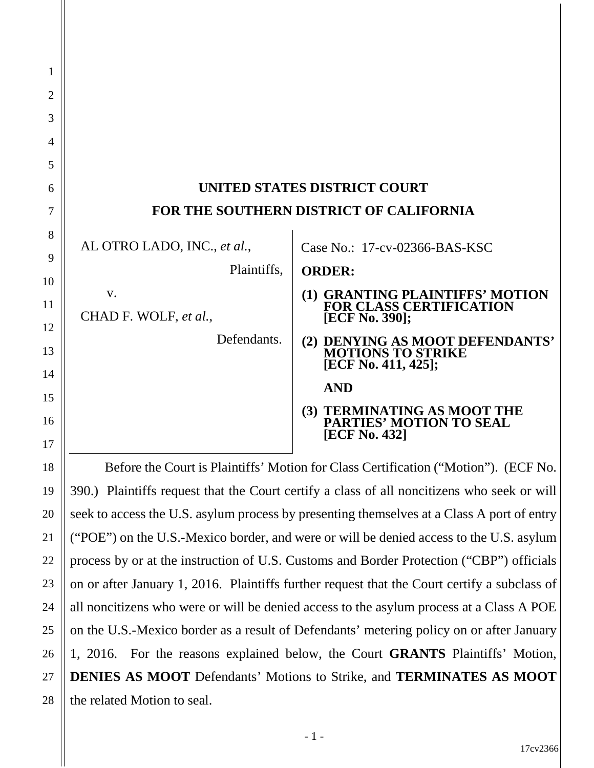# UNITED STATES DISTRICT COURT
# FOR THE SOUTHERN DISTRICT OF CALIFORNIA

AL OTRO LADO, INC., *et al.*,

Plaintiffs,

v.

CHAD F. WOLF, *et al.*,

Defendants.

Case No.: 17-cv-02366-BAS-KSC

**ORDER:**

**(1) GRANTING PLAINTIFFS' MOTION FOR CLASS CERTIFICATION [ECF No. 390];**

**(2) DENYING AS MOOT DEFENDANTS' MOTIONS TO STRIKE [ECF No. 411, 425];**

**AND**

**(3) TERMINATING AS MOOT THE PARTIES' MOTION TO SEAL [ECF No. 432]**

Before the Court is Plaintiffs' Motion for Class Certification ("Motion"). (ECF No. 390.) Plaintiffs request that the Court certify a class of all noncitizens who seek or will seek to access the U.S. asylum process by presenting themselves at a Class A port of entry ("POE") on the U.S.-Mexico border, and were or will be denied access to the U.S. asylum process by or at the instruction of U.S. Customs and Border Protection ("CBP") officials on or after January 1, 2016. Plaintiffs further request that the Court certify a subclass of all noncitizens who were or will be denied access to the asylum process at a Class A POE on the U.S.-Mexico border as a result of Defendants' metering policy on or after January 1, 2016. For the reasons explained below, the Court **GRANTS** Plaintiffs' Motion, **DENIES AS MOOT** Defendants' Motions to Strike, and **TERMINATES AS MOOT** the related Motion to seal.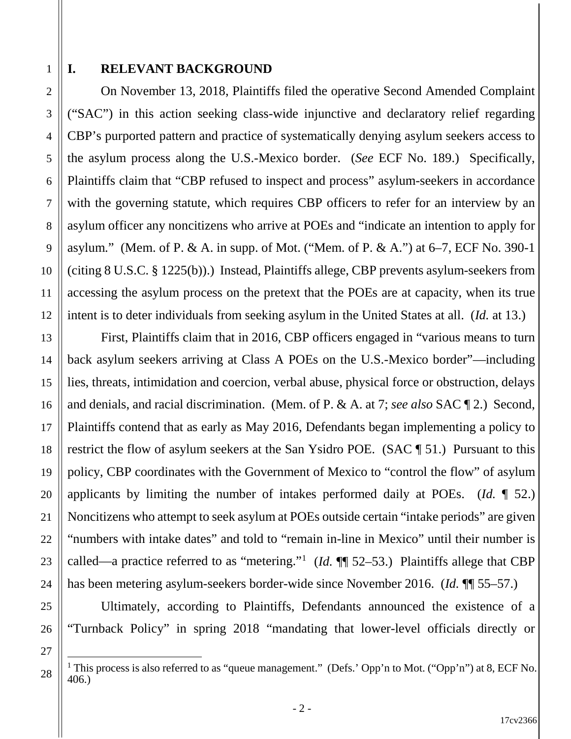# I. RELEVANT BACKGROUND

On November 13, 2018, Plaintiffs filed the operative Second Amended Complaint ("SAC") in this action seeking class-wide injunctive and declaratory relief regarding CBP's purported pattern and practice of systematically denying asylum seekers access to the asylum process along the U.S.-Mexico border. (*See* ECF No. 189.) Specifically, Plaintiffs claim that "CBP refused to inspect and process" asylum-seekers in accordance with the governing statute, which requires CBP officers to refer for an interview by an asylum officer any noncitizens who arrive at POEs and "indicate an intention to apply for asylum." (Mem. of P. & A. in supp. of Mot. ("Mem. of P. & A.") at 6–7, ECF No. 390-1 (citing 8 U.S.C. § 1225(b)).) Instead, Plaintiffs allege, CBP prevents asylum-seekers from accessing the asylum process on the pretext that the POEs are at capacity, when its true intent is to deter individuals from seeking asylum in the United States at all. (*Id.* at 13.)

First, Plaintiffs claim that in 2016, CBP officers engaged in "various means to turn back asylum seekers arriving at Class A POEs on the U.S.-Mexico border"—including lies, threats, intimidation and coercion, verbal abuse, physical force or obstruction, delays and denials, and racial discrimination. (Mem. of P. & A. at 7; *see also* SAC ¶ 2.) Second, Plaintiffs contend that as early as May 2016, Defendants began implementing a policy to restrict the flow of asylum seekers at the San Ysidro POE. (SAC ¶ 51.) Pursuant to this policy, CBP coordinates with the Government of Mexico to "control the flow" of asylum applicants by limiting the number of intakes performed daily at POEs. (*Id.* ¶ 52.) Noncitizens who attempt to seek asylum at POEs outside certain "intake periods" are given "numbers with intake dates" and told to "remain in-line in Mexico" until their number is called—a practice referred to as "metering."[1] (*Id.* ¶¶ 52–53.) Plaintiffs allege that CBP has been metering asylum-seekers border-wide since November 2016. (*Id.* ¶¶ 55–57.)

Ultimately, according to Plaintiffs, Defendants announced the existence of a "Turnback Policy" in spring 2018 "mandating that lower-level officials directly or

---

[1] This process is also referred to as "queue management." (Defs.' Opp'n to Mot. ("Opp'n") at 8, ECF No. 406.)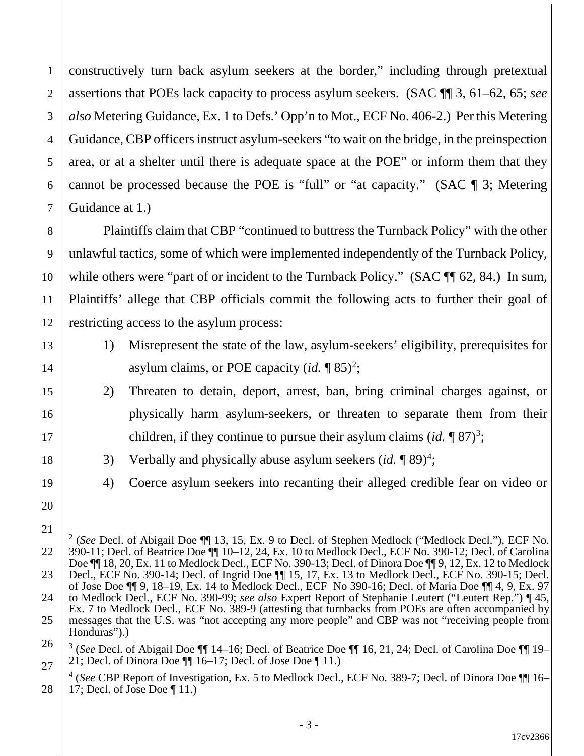constructively turn back asylum seekers at the border," including through pretextual assertions that POEs lack capacity to process asylum seekers. (SAC ¶¶ 3, 61–62, 65; *see also* Metering Guidance, Ex. 1 to Defs.' Opp'n to Mot., ECF No. 406-2.) Per this Metering Guidance, CBP officers instruct asylum-seekers "to wait on the bridge, in the preinspection area, or at a shelter until there is adequate space at the POE" or inform them that they cannot be processed because the POE is "full" or "at capacity." (SAC ¶ 3; Metering Guidance at 1.)

Plaintiffs claim that CBP "continued to buttress the Turnback Policy" with the other unlawful tactics, some of which were implemented independently of the Turnback Policy, while others were "part of or incident to the Turnback Policy." (SAC ¶¶ 62, 84.) In sum, Plaintiffs' allege that CBP officials commit the following acts to further their goal of restricting access to the asylum process:

1) Misrepresent the state of the law, asylum-seekers' eligibility, prerequisites for asylum claims, or POE capacity (*id.* ¶ 85)[2];
2) Threaten to detain, deport, arrest, ban, bring criminal charges against, or physically harm asylum-seekers, or threaten to separate them from their children, if they continue to pursue their asylum claims (*id.* ¶ 87)[3];
3) Verbally and physically abuse asylum seekers (*id.* ¶ 89)[4];
4) Coerce asylum seekers into recanting their alleged credible fear on video or

---

[2] (*See* Decl. of Abigail Doe ¶¶ 13, 15, Ex. 9 to Decl. of Stephen Medlock ("Medlock Decl."), ECF No. 390-11; Decl. of Beatrice Doe ¶¶ 10–12, 24, Ex. 10 to Medlock Decl., ECF No. 390-12; Decl. of Carolina Doe ¶¶ 18, 20, Ex. 11 to Medlock Decl., ECF No. 390-13; Decl. of Dinora Doe ¶¶ 9, 12, Ex. 12 to Medlock Decl., ECF No. 390-14; Decl. of Ingrid Doe ¶¶ 15, 17, Ex. 13 to Medlock Decl., ECF No. 390-15; Decl. of Jose Doe ¶¶ 9, 18–19, Ex. 14 to Medlock Decl., ECF No 390-16; Decl. of Maria Doe ¶¶ 4, 9, Ex. 97 to Medlock Decl., ECF No. 390-99; *see also* Expert Report of Stephanie Leutert ("Leutert Rep.") ¶ 45, Ex. 7 to Medlock Decl., ECF No. 389-9 (attesting that turnbacks from POEs are often accompanied by messages that the U.S. was "not accepting any more people" and CBP was not "receiving people from Honduras").)

[3] (*See* Decl. of Abigail Doe ¶¶ 14–16; Decl. of Beatrice Doe ¶¶ 16, 21, 24; Decl. of Carolina Doe ¶¶ 19–21; Decl. of Dinora Doe ¶¶ 16–17; Decl. of Jose Doe ¶ 11.)

[4] (*See* CBP Report of Investigation, Ex. 5 to Medlock Decl., ECF No. 389-7; Decl. of Dinora Doe ¶¶ 16–17; Decl. of Jose Doe ¶ 11.)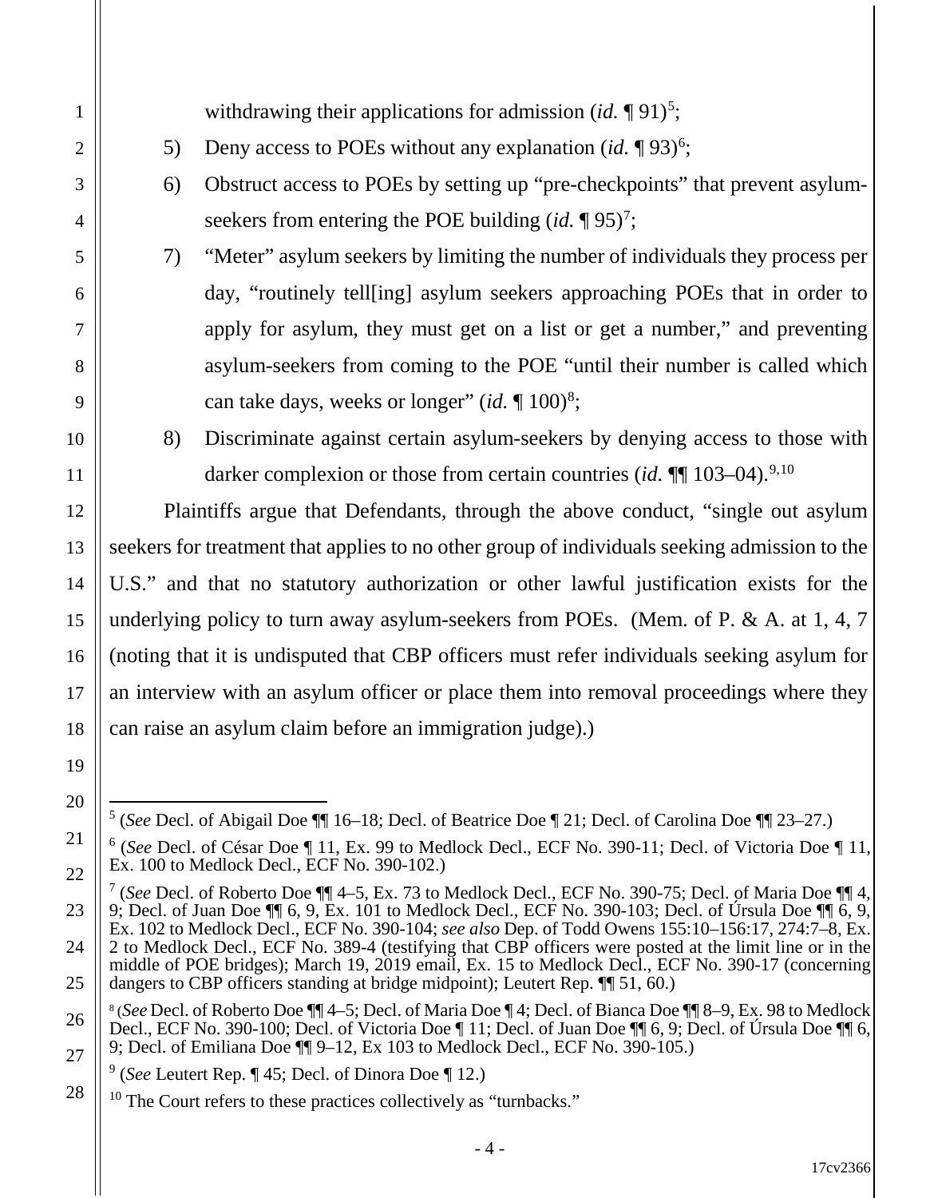withdrawing their applications for admission (*id.* ¶ 91)[5];

5) Deny access to POEs without any explanation (*id.* ¶ 93)[6];

6) Obstruct access to POEs by setting up "pre-checkpoints" that prevent asylum-seekers from entering the POE building (*id.* ¶ 95)[7];

7) "Meter" asylum seekers by limiting the number of individuals they process per day, "routinely tell[ing] asylum seekers approaching POEs that in order to apply for asylum, they must get on a list or get a number," and preventing asylum-seekers from coming to the POE "until their number is called which can take days, weeks or longer" (*id.* ¶ 100)[8];

8) Discriminate against certain asylum-seekers by denying access to those with darker complexion or those from certain countries (*id.* ¶¶ 103–04).[9,10]

Plaintiffs argue that Defendants, through the above conduct, "single out asylum seekers for treatment that applies to no other group of individuals seeking admission to the U.S." and that no statutory authorization or other lawful justification exists for the underlying policy to turn away asylum-seekers from POEs. (Mem. of P. & A. at 1, 4, 7 (noting that it is undisputed that CBP officers must refer individuals seeking asylum for an interview with an asylum officer or place them into removal proceedings where they can raise an asylum claim before an immigration judge).)

---

[5] (*See* Decl. of Abigail Doe ¶¶ 16–18; Decl. of Beatrice Doe ¶ 21; Decl. of Carolina Doe ¶¶ 23–27.)

[6] (*See* Decl. of César Doe ¶ 11, Ex. 99 to Medlock Decl., ECF No. 390-11; Decl. of Victoria Doe ¶ 11, Ex. 100 to Medlock Decl., ECF No. 390-102.)

[7] (*See* Decl. of Roberto Doe ¶¶ 4–5, Ex. 73 to Medlock Decl., ECF No. 390-75; Decl. of Maria Doe ¶¶ 4, 9; Decl. of Juan Doe ¶¶ 6, 9, Ex. 101 to Medlock Decl., ECF No. 390-103; Decl. of Úrsula Doe ¶¶ 6, 9, Ex. 102 to Medlock Decl., ECF No. 390-104; *see also* Dep. of Todd Owens 155:10–156:17, 274:7–8, Ex. 2 to Medlock Decl., ECF No. 389-4 (testifying that CBP officers were posted at the limit line or in the middle of POE bridges); March 19, 2019 email, Ex. 15 to Medlock Decl., ECF No. 390-17 (concerning dangers to CBP officers standing at bridge midpoint); Leutert Rep. ¶¶ 51, 60.)

[8] (*See* Decl. of Roberto Doe ¶¶ 4–5; Decl. of Maria Doe ¶ 4; Decl. of Bianca Doe ¶¶ 8–9, Ex. 98 to Medlock Decl., ECF No. 390-100; Decl. of Victoria Doe ¶ 11; Decl. of Juan Doe ¶¶ 6, 9; Decl. of Úrsula Doe ¶¶ 6, 9; Decl. of Emiliana Doe ¶¶ 9–12, Ex 103 to Medlock Decl., ECF No. 390-105.)

[9] (*See* Leutert Rep. ¶ 45; Decl. of Dinora Doe ¶ 12.)

[10] The Court refers to these practices collectively as "turnbacks."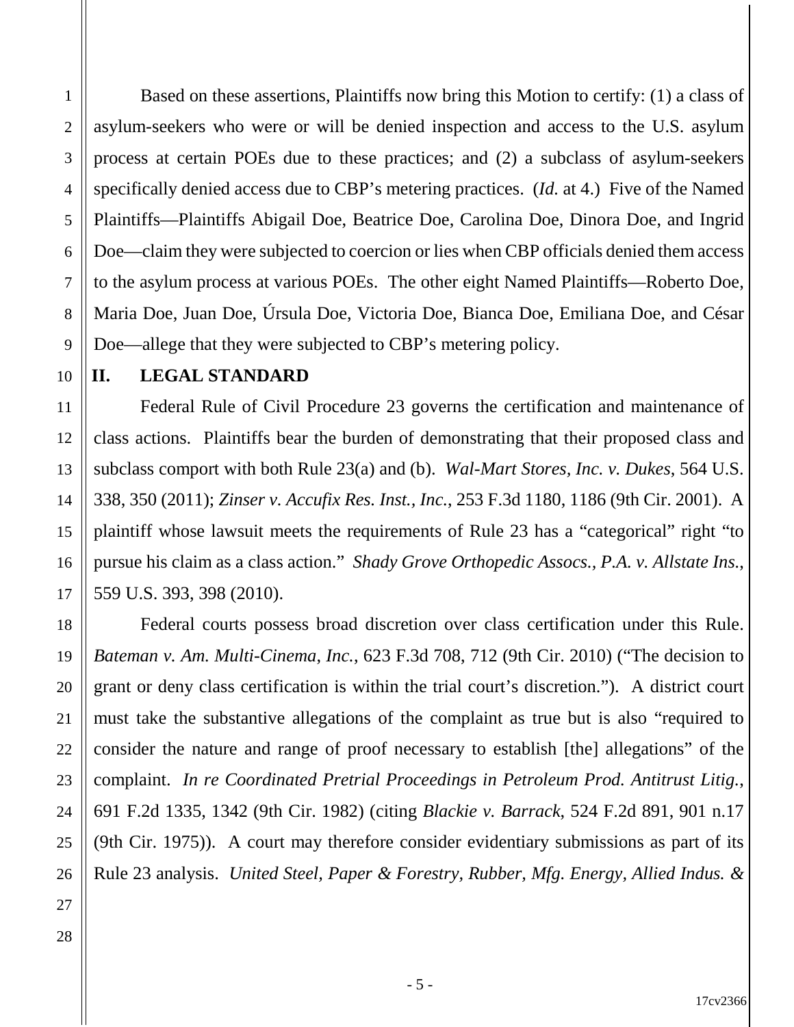Based on these assertions, Plaintiffs now bring this Motion to certify: (1) a class of asylum-seekers who were or will be denied inspection and access to the U.S. asylum process at certain POEs due to these practices; and (2) a subclass of asylum-seekers specifically denied access due to CBP's metering practices. (*Id.* at 4.) Five of the Named Plaintiffs—Plaintiffs Abigail Doe, Beatrice Doe, Carolina Doe, Dinora Doe, and Ingrid Doe—claim they were subjected to coercion or lies when CBP officials denied them access to the asylum process at various POEs. The other eight Named Plaintiffs—Roberto Doe, Maria Doe, Juan Doe, Úrsula Doe, Victoria Doe, Bianca Doe, Emiliana Doe, and César Doe—allege that they were subjected to CBP's metering policy.

## II. LEGAL STANDARD

Federal Rule of Civil Procedure 23 governs the certification and maintenance of class actions. Plaintiffs bear the burden of demonstrating that their proposed class and subclass comport with both Rule 23(a) and (b). *Wal-Mart Stores, Inc. v. Dukes*, 564 U.S. 338, 350 (2011); *Zinser v. Accufix Res. Inst., Inc.*, 253 F.3d 1180, 1186 (9th Cir. 2001). A plaintiff whose lawsuit meets the requirements of Rule 23 has a "categorical" right "to pursue his claim as a class action." *Shady Grove Orthopedic Assocs., P.A. v. Allstate Ins.*, 559 U.S. 393, 398 (2010).

Federal courts possess broad discretion over class certification under this Rule. *Bateman v. Am. Multi-Cinema, Inc.*, 623 F.3d 708, 712 (9th Cir. 2010) ("The decision to grant or deny class certification is within the trial court's discretion."). A district court must take the substantive allegations of the complaint as true but is also "required to consider the nature and range of proof necessary to establish [the] allegations" of the complaint. *In re Coordinated Pretrial Proceedings in Petroleum Prod. Antitrust Litig.*, 691 F.2d 1335, 1342 (9th Cir. 1982) (citing *Blackie v. Barrack*, 524 F.2d 891, 901 n.17 (9th Cir. 1975)). A court may therefore consider evidentiary submissions as part of its Rule 23 analysis. *United Steel, Paper & Forestry, Rubber, Mfg. Energy, Allied Indus. &*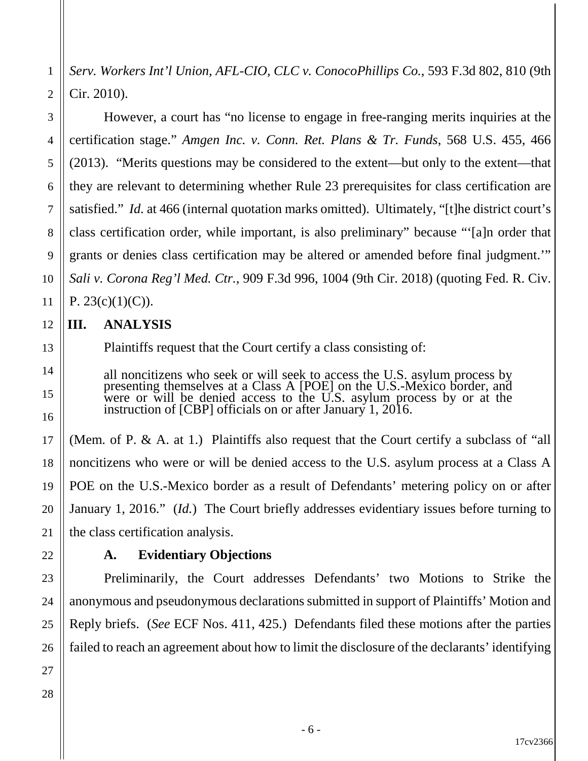*Serv. Workers Int'l Union, AFL-CIO, CLC v. ConocoPhillips Co.*, 593 F.3d 802, 810 (9th Cir. 2010).

However, a court has "no license to engage in free-ranging merits inquiries at the certification stage." *Amgen Inc. v. Conn. Ret. Plans & Tr. Funds*, 568 U.S. 455, 466 (2013). "Merits questions may be considered to the extent—but only to the extent—that they are relevant to determining whether Rule 23 prerequisites for class certification are satisfied." *Id.* at 466 (internal quotation marks omitted). Ultimately, "[t]he district court's class certification order, while important, is also preliminary" because "'[a]n order that grants or denies class certification may be altered or amended before final judgment.'" *Sali v. Corona Reg'l Med. Ctr.*, 909 F.3d 996, 1004 (9th Cir. 2018) (quoting Fed. R. Civ. P. 23(c)(1)(C)).

## III. ANALYSIS

Plaintiffs request that the Court certify a class consisting of:

> all noncitizens who seek or will seek to access the U.S. asylum process by presenting themselves at a Class A [POE] on the U.S.-Mexico border, and were or will be denied access to the U.S. asylum process by or at the instruction of [CBP] officials on or after January 1, 2016.

(Mem. of P. & A. at 1.) Plaintiffs also request that the Court certify a subclass of "all noncitizens who were or will be denied access to the U.S. asylum process at a Class A POE on the U.S.-Mexico border as a result of Defendants' metering policy on or after January 1, 2016." (*Id.*) The Court briefly addresses evidentiary issues before turning to the class certification analysis.

### A. Evidentiary Objections

Preliminarily, the Court addresses Defendants' two Motions to Strike the anonymous and pseudonymous declarations submitted in support of Plaintiffs' Motion and Reply briefs. (*See* ECF Nos. 411, 425.) Defendants filed these motions after the parties failed to reach an agreement about how to limit the disclosure of the declarants' identifying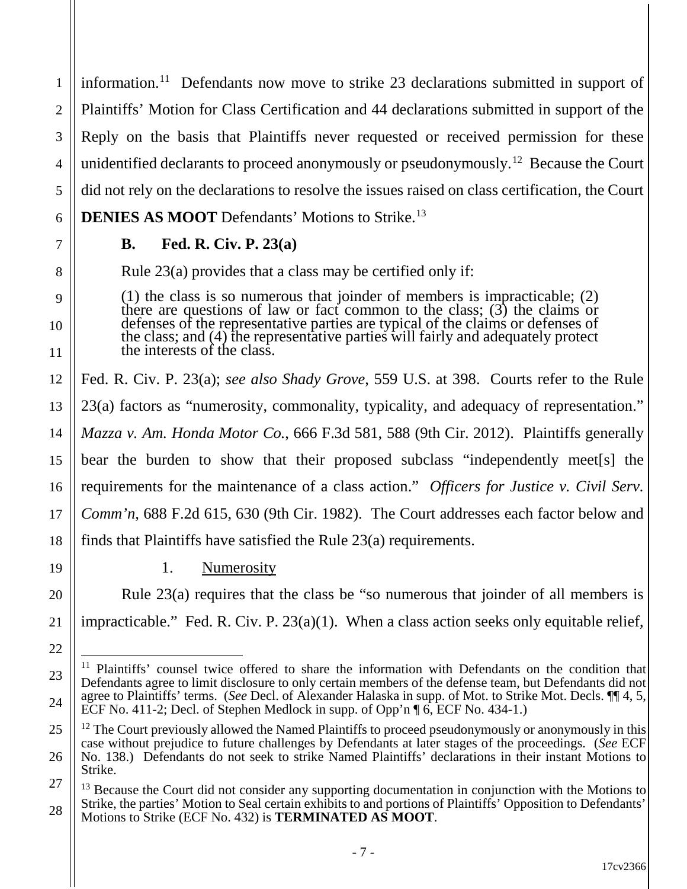information.[11] Defendants now move to strike 23 declarations submitted in support of Plaintiffs' Motion for Class Certification and 44 declarations submitted in support of the Reply on the basis that Plaintiffs never requested or received permission for these unidentified declarants to proceed anonymously or pseudonymously.[12] Because the Court did not rely on the declarations to resolve the issues raised on class certification, the Court **DENIES AS MOOT** Defendants' Motions to Strike.[13]

### B. Fed. R. Civ. P. 23(a)

Rule 23(a) provides that a class may be certified only if:

> (1) the class is so numerous that joinder of members is impracticable; (2) there are questions of law or fact common to the class; (3) the claims or defenses of the representative parties are typical of the claims or defenses of the class; and (4) the representative parties will fairly and adequately protect the interests of the class.

Fed. R. Civ. P. 23(a); *see also Shady Grove*, 559 U.S. at 398. Courts refer to the Rule 23(a) factors as "numerosity, commonality, typicality, and adequacy of representation." *Mazza v. Am. Honda Motor Co.*, 666 F.3d 581, 588 (9th Cir. 2012). Plaintiffs generally bear the burden to show that their proposed subclass "independently meet[s] the requirements for the maintenance of a class action." *Officers for Justice v. Civil Serv. Comm'n*, 688 F.2d 615, 630 (9th Cir. 1982). The Court addresses each factor below and finds that Plaintiffs have satisfied the Rule 23(a) requirements.

#### 1. Numerosity

Rule 23(a) requires that the class be "so numerous that joinder of all members is impracticable." Fed. R. Civ. P. 23(a)(1). When a class action seeks only equitable relief,

---

[11] Plaintiffs' counsel twice offered to share the information with Defendants on the condition that Defendants agree to limit disclosure to only certain members of the defense team, but Defendants did not agree to Plaintiffs' terms. (*See* Decl. of Alexander Halaska in supp. of Mot. to Strike Mot. Decls. ¶¶ 4, 5, ECF No. 411-2; Decl. of Stephen Medlock in supp. of Opp'n ¶ 6, ECF No. 434-1.)

[12] The Court previously allowed the Named Plaintiffs to proceed pseudonymously or anonymously in this case without prejudice to future challenges by Defendants at later stages of the proceedings. (*See* ECF No. 138.) Defendants do not seek to strike Named Plaintiffs' declarations in their instant Motions to Strike.

[13] Because the Court did not consider any supporting documentation in conjunction with the Motions to Strike, the parties' Motion to Seal certain exhibits to and portions of Plaintiffs' Opposition to Defendants' Motions to Strike (ECF No. 432) is **TERMINATED AS MOOT**.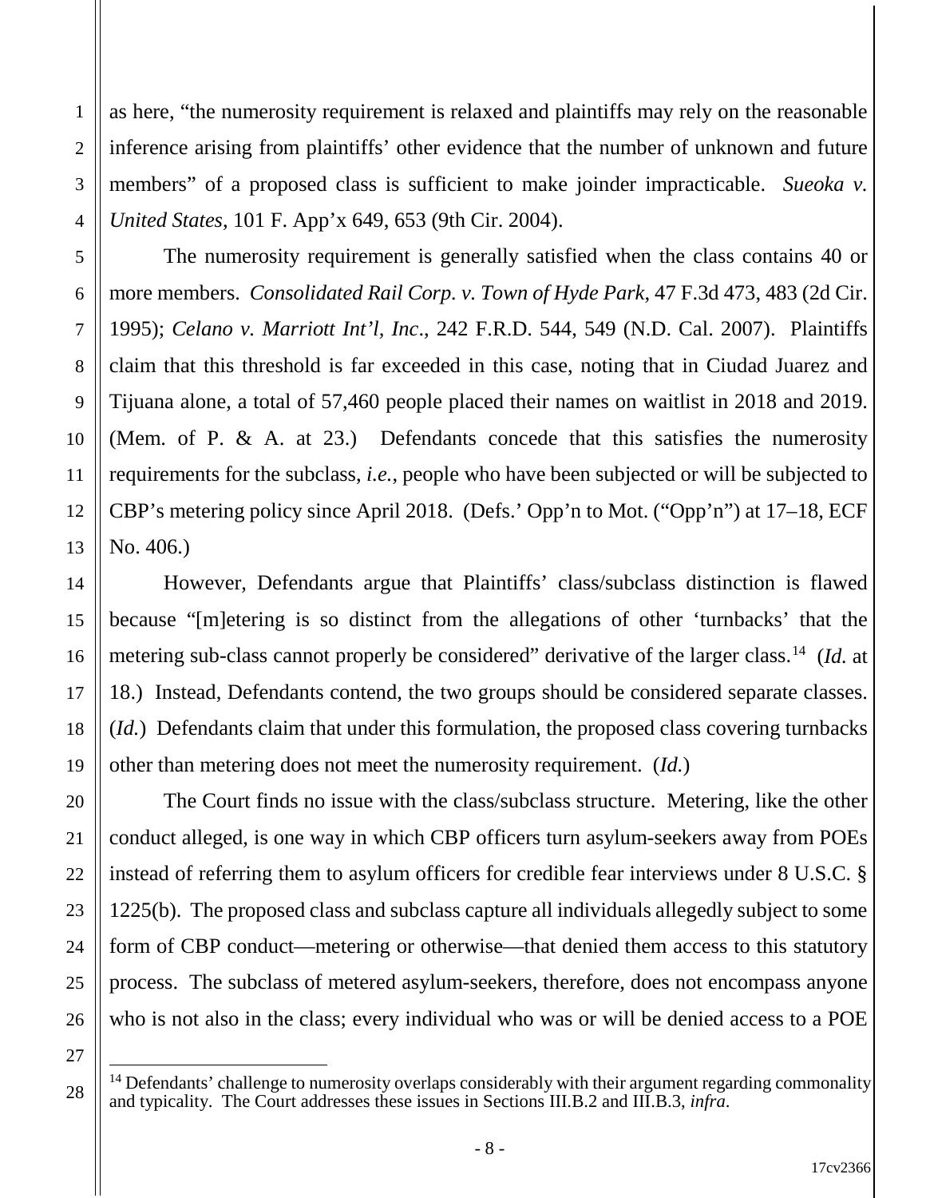as here, "the numerosity requirement is relaxed and plaintiffs may rely on the reasonable inference arising from plaintiffs' other evidence that the number of unknown and future members" of a proposed class is sufficient to make joinder impracticable. *Sueoka v. United States*, 101 F. App'x 649, 653 (9th Cir. 2004).

The numerosity requirement is generally satisfied when the class contains 40 or more members. *Consolidated Rail Corp. v. Town of Hyde Park*, 47 F.3d 473, 483 (2d Cir. 1995); *Celano v. Marriott Int'l, Inc*., 242 F.R.D. 544, 549 (N.D. Cal. 2007). Plaintiffs claim that this threshold is far exceeded in this case, noting that in Ciudad Juarez and Tijuana alone, a total of 57,460 people placed their names on waitlist in 2018 and 2019. (Mem. of P. & A. at 23.) Defendants concede that this satisfies the numerosity requirements for the subclass, *i.e.*, people who have been subjected or will be subjected to CBP's metering policy since April 2018. (Defs.' Opp'n to Mot. ("Opp'n") at 17–18, ECF No. 406.)

However, Defendants argue that Plaintiffs' class/subclass distinction is flawed because "[m]etering is so distinct from the allegations of other 'turnbacks' that the metering sub-class cannot properly be considered" derivative of the larger class.[14] (*Id.* at 18.) Instead, Defendants contend, the two groups should be considered separate classes. (*Id.*) Defendants claim that under this formulation, the proposed class covering turnbacks other than metering does not meet the numerosity requirement. (*Id.*)

The Court finds no issue with the class/subclass structure. Metering, like the other conduct alleged, is one way in which CBP officers turn asylum-seekers away from POEs instead of referring them to asylum officers for credible fear interviews under 8 U.S.C. § 1225(b). The proposed class and subclass capture all individuals allegedly subject to some form of CBP conduct—metering or otherwise—that denied them access to this statutory process. The subclass of metered asylum-seekers, therefore, does not encompass anyone who is not also in the class; every individual who was or will be denied access to a POE

[14] Defendants' challenge to numerosity overlaps considerably with their argument regarding commonality and typicality. The Court addresses these issues in Sections III.B.2 and III.B.3, *infra*.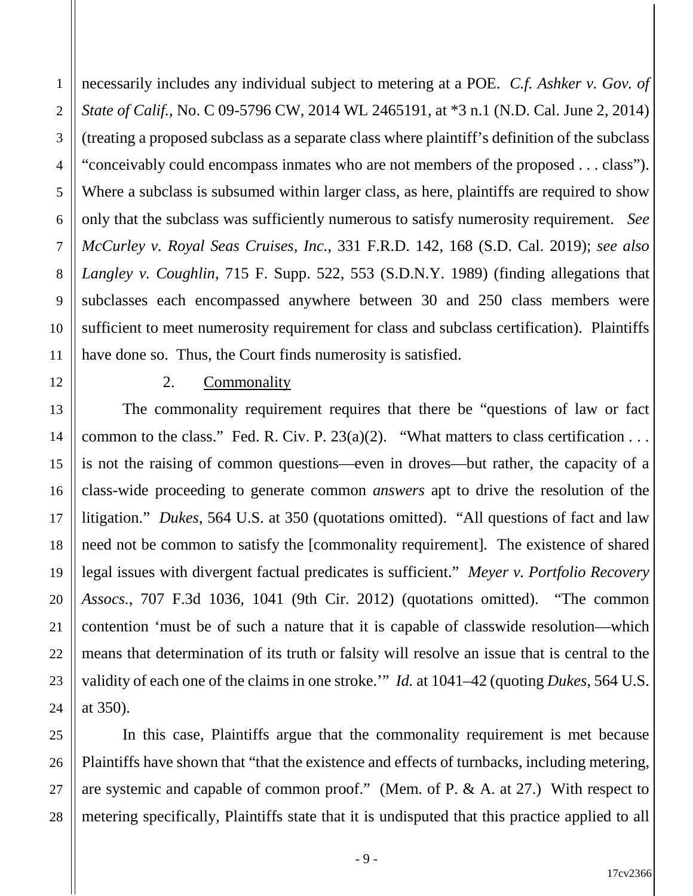necessarily includes any individual subject to metering at a POE. *C.f. Ashker v. Gov. of State of Calif.*, No. C 09-5796 CW, 2014 WL 2465191, at *3 n.1 (N.D. Cal. June 2, 2014) (treating a proposed subclass as a separate class where plaintiff's definition of the subclass "conceivably could encompass inmates who are not members of the proposed . . . class"). Where a subclass is subsumed within larger class, as here, plaintiffs are required to show only that the subclass was sufficiently numerous to satisfy numerosity requirement. *See McCurley v. Royal Seas Cruises, Inc.*, 331 F.R.D. 142, 168 (S.D. Cal. 2019); *see also Langley v. Coughlin*, 715 F. Supp. 522, 553 (S.D.N.Y. 1989) (finding allegations that subclasses each encompassed anywhere between 30 and 250 class members were sufficient to meet numerosity requirement for class and subclass certification). Plaintiffs have done so. Thus, the Court finds numerosity is satisfied.

2. Commonality

The commonality requirement requires that there be "questions of law or fact common to the class." Fed. R. Civ. P. 23(a)(2). "What matters to class certification . . . is not the raising of common questions—even in droves—but rather, the capacity of a class-wide proceeding to generate common *answers* apt to drive the resolution of the litigation." *Dukes*, 564 U.S. at 350 (quotations omitted). "All questions of fact and law need not be common to satisfy the [commonality requirement]. The existence of shared legal issues with divergent factual predicates is sufficient." *Meyer v. Portfolio Recovery Assocs.*, 707 F.3d 1036, 1041 (9th Cir. 2012) (quotations omitted). "The common contention 'must be of such a nature that it is capable of classwide resolution—which means that determination of its truth or falsity will resolve an issue that is central to the validity of each one of the claims in one stroke.'" *Id.* at 1041–42 (quoting *Dukes*, 564 U.S. at 350).

In this case, Plaintiffs argue that the commonality requirement is met because Plaintiffs have shown that "that the existence and effects of turnbacks, including metering, are systemic and capable of common proof." (Mem. of P. & A. at 27.) With respect to metering specifically, Plaintiffs state that it is undisputed that this practice applied to all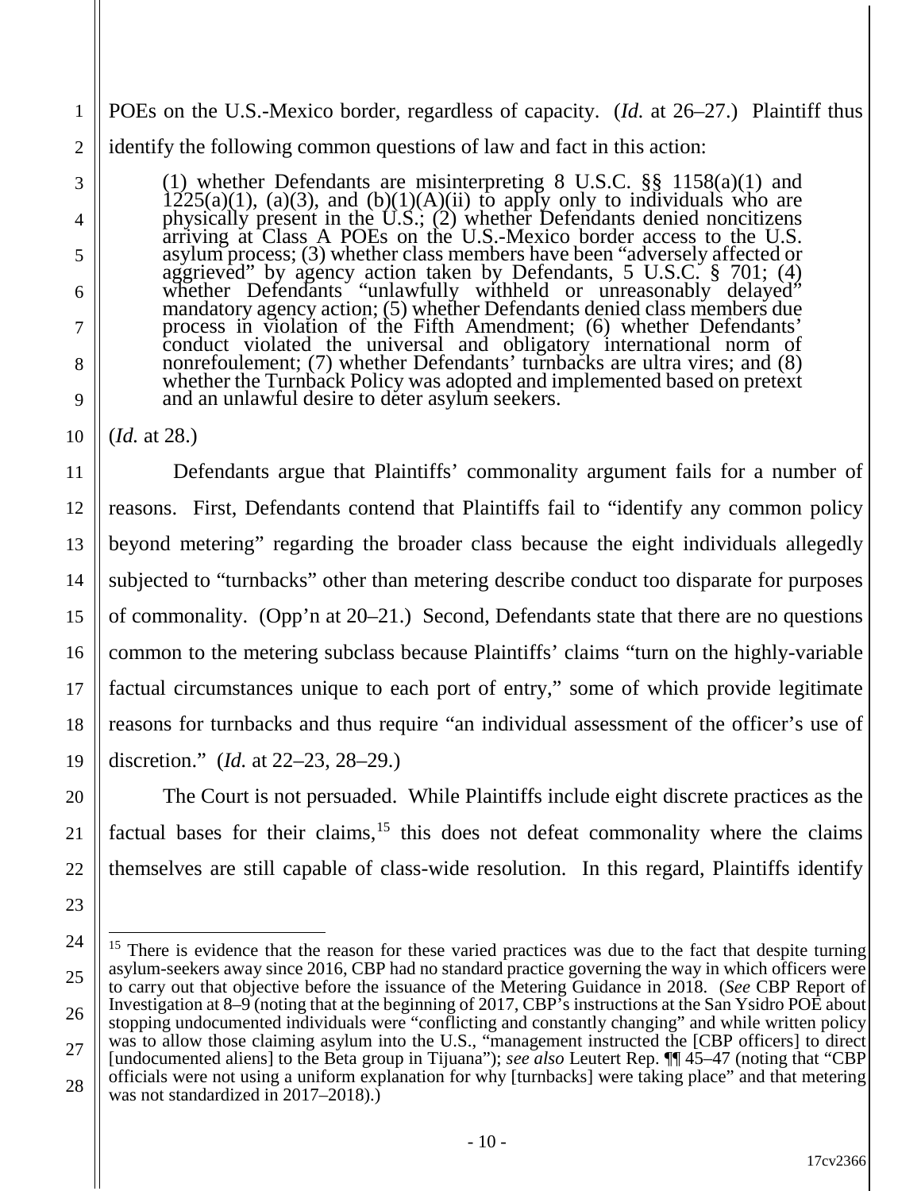POEs on the U.S.-Mexico border, regardless of capacity. (*Id.* at 26–27.) Plaintiff thus identify the following common questions of law and fact in this action:

> (1) whether Defendants are misinterpreting 8 U.S.C. §§ 1158(a)(1) and 1225(a)(1), (a)(3), and (b)(1)(A)(ii) to apply only to individuals who are physically present in the U.S.; (2) whether Defendants denied noncitizens arriving at Class A POEs on the U.S.-Mexico border access to the U.S. asylum process; (3) whether class members have been "adversely affected or aggrieved" by agency action taken by Defendants, 5 U.S.C. § 701; (4) whether Defendants "unlawfully withheld or unreasonably delayed" mandatory agency action; (5) whether Defendants denied class members due process in violation of the Fifth Amendment; (6) whether Defendants' conduct violated the universal and obligatory international norm of nonrefoulement; (7) whether Defendants' turnbacks are ultra vires; and (8) whether the Turnback Policy was adopted and implemented based on pretext and an unlawful desire to deter asylum seekers.

(*Id.* at 28.)

Defendants argue that Plaintiffs' commonality argument fails for a number of reasons. First, Defendants contend that Plaintiffs fail to "identify any common policy beyond metering" regarding the broader class because the eight individuals allegedly subjected to "turnbacks" other than metering describe conduct too disparate for purposes of commonality. (Opp'n at 20–21.) Second, Defendants state that there are no questions common to the metering subclass because Plaintiffs' claims "turn on the highly-variable factual circumstances unique to each port of entry," some of which provide legitimate reasons for turnbacks and thus require "an individual assessment of the officer's use of discretion." (*Id.* at 22–23, 28–29.)

The Court is not persuaded. While Plaintiffs include eight discrete practices as the factual bases for their claims,[15] this does not defeat commonality where the claims themselves are still capable of class-wide resolution. In this regard, Plaintiffs identify

---

[15] There is evidence that the reason for these varied practices was due to the fact that despite turning asylum-seekers away since 2016, CBP had no standard practice governing the way in which officers were to carry out that objective before the issuance of the Metering Guidance in 2018. (*See* CBP Report of Investigation at 8–9 (noting that at the beginning of 2017, CBP's instructions at the San Ysidro POE about stopping undocumented individuals were "conflicting and constantly changing" and while written policy was to allow those claiming asylum into the U.S., "management instructed the [CBP officers] to direct [undocumented aliens] to the Beta group in Tijuana"); *see also* Leutert Rep. ¶¶ 45–47 (noting that "CBP officials were not using a uniform explanation for why [turnbacks] were taking place" and that metering was not standardized in 2017–2018).)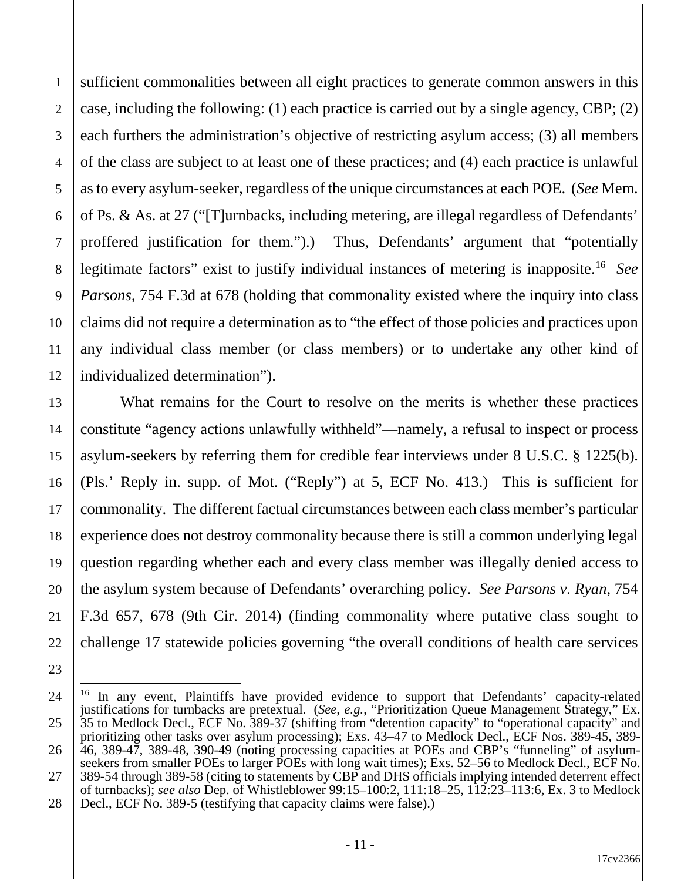sufficient commonalities between all eight practices to generate common answers in this case, including the following: (1) each practice is carried out by a single agency, CBP; (2) each furthers the administration's objective of restricting asylum access; (3) all members of the class are subject to at least one of these practices; and (4) each practice is unlawful as to every asylum-seeker, regardless of the unique circumstances at each POE. (*See* Mem. of Ps. & As. at 27 ("[T]urnbacks, including metering, are illegal regardless of Defendants' proffered justification for them.").) Thus, Defendants' argument that "potentially legitimate factors" exist to justify individual instances of metering is inapposite.[16] *See Parsons*, 754 F.3d at 678 (holding that commonality existed where the inquiry into class claims did not require a determination as to "the effect of those policies and practices upon any individual class member (or class members) or to undertake any other kind of individualized determination").

What remains for the Court to resolve on the merits is whether these practices constitute "agency actions unlawfully withheld"—namely, a refusal to inspect or process asylum-seekers by referring them for credible fear interviews under 8 U.S.C. § 1225(b). (Pls.' Reply in. supp. of Mot. ("Reply") at 5, ECF No. 413.) This is sufficient for commonality. The different factual circumstances between each class member's particular experience does not destroy commonality because there is still a common underlying legal question regarding whether each and every class member was illegally denied access to the asylum system because of Defendants' overarching policy. *See Parsons v. Ryan*, 754 F.3d 657, 678 (9th Cir. 2014) (finding commonality where putative class sought to challenge 17 statewide policies governing "the overall conditions of health care services

---

[16] In any event, Plaintiffs have provided evidence to support that Defendants' capacity-related justifications for turnbacks are pretextual. (*See, e.g.*, "Prioritization Queue Management Strategy," Ex. 35 to Medlock Decl., ECF No. 389-37 (shifting from "detention capacity" to "operational capacity" and prioritizing other tasks over asylum processing); Exs. 43–47 to Medlock Decl., ECF Nos. 389-45, 389-46, 389-47, 389-48, 390-49 (noting processing capacities at POEs and CBP's "funneling" of asylum-seekers from smaller POEs to larger POEs with long wait times); Exs. 52–56 to Medlock Decl., ECF No. 389-54 through 389-58 (citing to statements by CBP and DHS officials implying intended deterrent effect of turnbacks); *see also* Dep. of Whistleblower 99:15–100:2, 111:18–25, 112:23–113:6, Ex. 3 to Medlock Decl., ECF No. 389-5 (testifying that capacity claims were false).)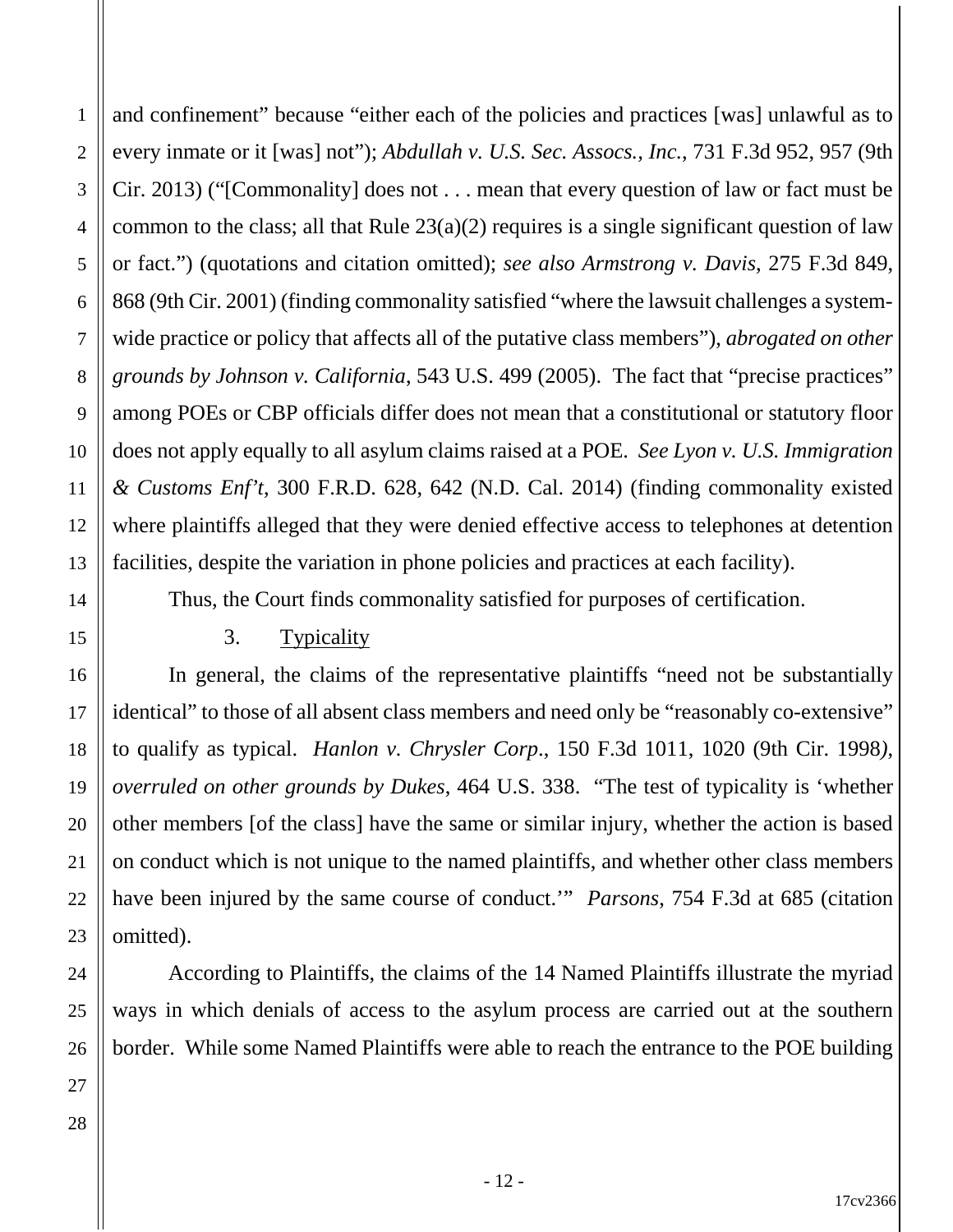and confinement" because "either each of the policies and practices [was] unlawful as to every inmate or it [was] not"); *Abdullah v. U.S. Sec. Assocs., Inc.*, 731 F.3d 952, 957 (9th Cir. 2013) ("[Commonality] does not . . . mean that every question of law or fact must be common to the class; all that Rule 23(a)(2) requires is a single significant question of law or fact.") (quotations and citation omitted); *see also Armstrong v. Davis*, 275 F.3d 849, 868 (9th Cir. 2001) (finding commonality satisfied "where the lawsuit challenges a system-wide practice or policy that affects all of the putative class members"), *abrogated on other grounds by Johnson v. California*, 543 U.S. 499 (2005). The fact that "precise practices" among POEs or CBP officials differ does not mean that a constitutional or statutory floor does not apply equally to all asylum claims raised at a POE. *See Lyon v. U.S. Immigration & Customs Enf't*, 300 F.R.D. 628, 642 (N.D. Cal. 2014) (finding commonality existed where plaintiffs alleged that they were denied effective access to telephones at detention facilities, despite the variation in phone policies and practices at each facility).

Thus, the Court finds commonality satisfied for purposes of certification.

3. Typicality

In general, the claims of the representative plaintiffs "need not be substantially identical" to those of all absent class members and need only be "reasonably co-extensive" to qualify as typical. *Hanlon v. Chrysler Corp.*, 150 F.3d 1011, 1020 (9th Cir. 1998), *overruled on other grounds by Dukes*, 464 U.S. 338. "The test of typicality is 'whether other members [of the class] have the same or similar injury, whether the action is based on conduct which is not unique to the named plaintiffs, and whether other class members have been injured by the same course of conduct.'" *Parsons*, 754 F.3d at 685 (citation omitted).

According to Plaintiffs, the claims of the 14 Named Plaintiffs illustrate the myriad ways in which denials of access to the asylum process are carried out at the southern border. While some Named Plaintiffs were able to reach the entrance to the POE building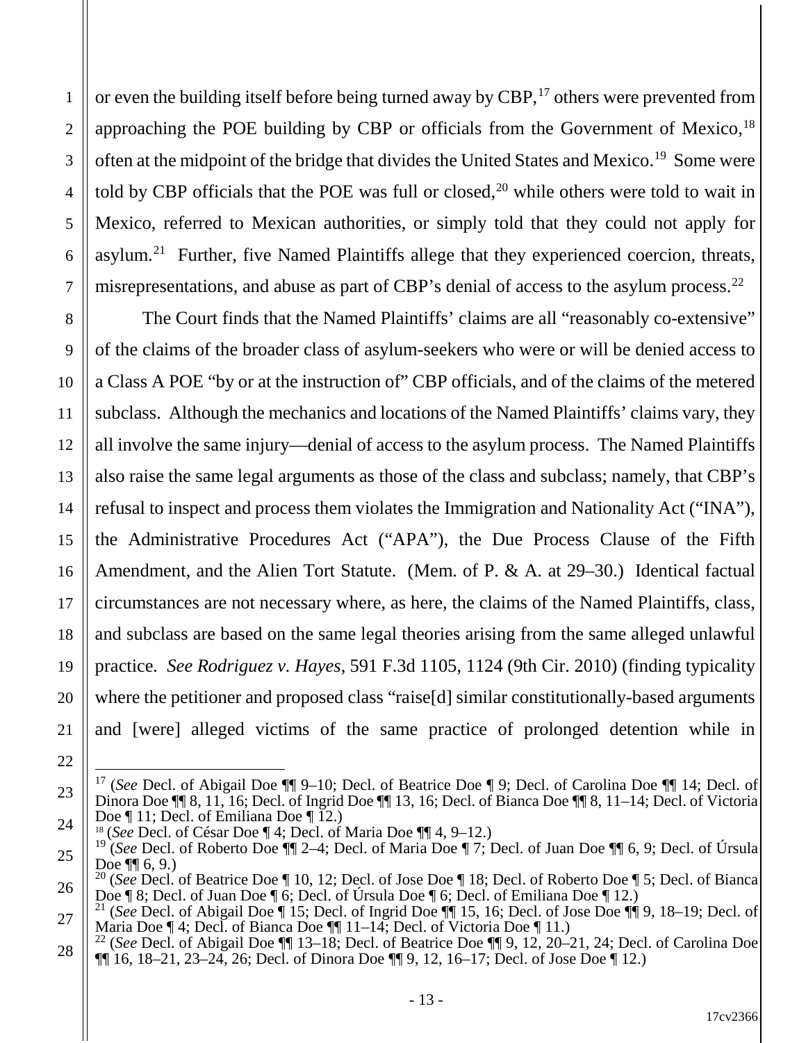or even the building itself before being turned away by CBP,[17] others were prevented from approaching the POE building by CBP or officials from the Government of Mexico,[18] often at the midpoint of the bridge that divides the United States and Mexico.[19] Some were told by CBP officials that the POE was full or closed,[20] while others were told to wait in Mexico, referred to Mexican authorities, or simply told that they could not apply for asylum.[21] Further, five Named Plaintiffs allege that they experienced coercion, threats, misrepresentations, and abuse as part of CBP's denial of access to the asylum process.[22]

The Court finds that the Named Plaintiffs' claims are all "reasonably co-extensive" of the claims of the broader class of asylum-seekers who were or will be denied access to a Class A POE "by or at the instruction of" CBP officials, and of the claims of the metered subclass. Although the mechanics and locations of the Named Plaintiffs' claims vary, they all involve the same injury—denial of access to the asylum process. The Named Plaintiffs also raise the same legal arguments as those of the class and subclass; namely, that CBP's refusal to inspect and process them violates the Immigration and Nationality Act ("INA"), the Administrative Procedures Act ("APA"), the Due Process Clause of the Fifth Amendment, and the Alien Tort Statute. (Mem. of P. & A. at 29–30.) Identical factual circumstances are not necessary where, as here, the claims of the Named Plaintiffs, class, and subclass are based on the same legal theories arising from the same alleged unlawful practice. *See Rodriguez v. Hayes*, 591 F.3d 1105, 1124 (9th Cir. 2010) (finding typicality where the petitioner and proposed class "raise[d] similar constitutionally-based arguments and [were] alleged victims of the same practice of prolonged detention while in

---

[17] (*See* Decl. of Abigail Doe ¶¶ 9–10; Decl. of Beatrice Doe ¶ 9; Decl. of Carolina Doe ¶¶ 14; Decl. of Dinora Doe ¶¶ 8, 11, 16; Decl. of Ingrid Doe ¶¶ 13, 16; Decl. of Bianca Doe ¶¶ 8, 11–14; Decl. of Victoria Doe ¶ 11; Decl. of Emiliana Doe ¶ 12.)

[18] (*See* Decl. of César Doe ¶ 4; Decl. of Maria Doe ¶¶ 4, 9–12.)

[19] (*See* Decl. of Roberto Doe ¶¶ 2–4; Decl. of Maria Doe ¶ 7; Decl. of Juan Doe ¶¶ 6, 9; Decl. of Úrsula Doe ¶¶ 6, 9.)

[20] (*See* Decl. of Beatrice Doe ¶ 10, 12; Decl. of Jose Doe ¶ 18; Decl. of Roberto Doe ¶ 5; Decl. of Bianca Doe ¶ 8; Decl. of Juan Doe ¶ 6; Decl. of Úrsula Doe ¶ 6; Decl. of Emiliana Doe ¶ 12.)

[21] (*See* Decl. of Abigail Doe ¶ 15; Decl. of Ingrid Doe ¶¶ 15, 16; Decl. of Jose Doe ¶¶ 9, 18–19; Decl. of Maria Doe ¶ 4; Decl. of Bianca Doe ¶¶ 11–14; Decl. of Victoria Doe ¶ 11.)

[22] (*See* Decl. of Abigail Doe ¶¶ 13–18; Decl. of Beatrice Doe ¶¶ 9, 12, 20–21, 24; Decl. of Carolina Doe ¶¶ 16, 18–21, 23–24, 26; Decl. of Dinora Doe ¶¶ 9, 12, 16–17; Decl. of Jose Doe ¶ 12.)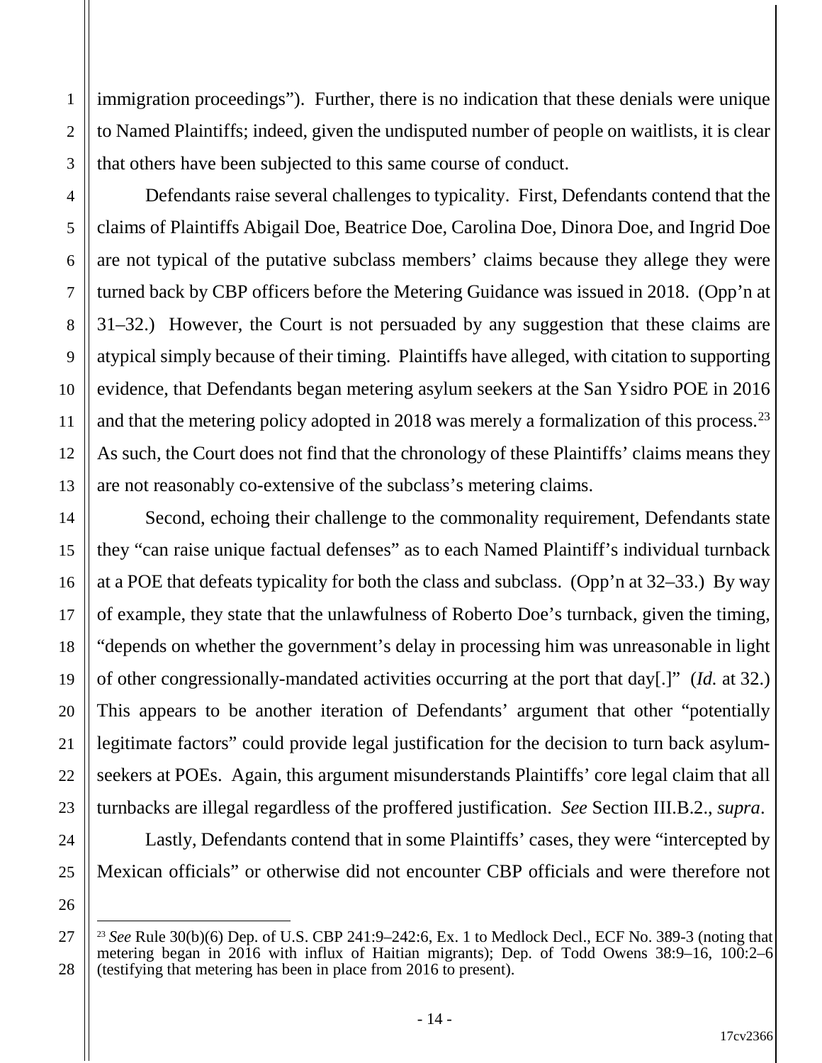immigration proceedings"). Further, there is no indication that these denials were unique to Named Plaintiffs; indeed, given the undisputed number of people on waitlists, it is clear that others have been subjected to this same course of conduct.

Defendants raise several challenges to typicality. First, Defendants contend that the claims of Plaintiffs Abigail Doe, Beatrice Doe, Carolina Doe, Dinora Doe, and Ingrid Doe are not typical of the putative subclass members' claims because they allege they were turned back by CBP officers before the Metering Guidance was issued in 2018. (Opp'n at 31–32.) However, the Court is not persuaded by any suggestion that these claims are atypical simply because of their timing. Plaintiffs have alleged, with citation to supporting evidence, that Defendants began metering asylum seekers at the San Ysidro POE in 2016 and that the metering policy adopted in 2018 was merely a formalization of this process.[23] As such, the Court does not find that the chronology of these Plaintiffs' claims means they are not reasonably co-extensive of the subclass's metering claims.

Second, echoing their challenge to the commonality requirement, Defendants state they "can raise unique factual defenses" as to each Named Plaintiff's individual turnback at a POE that defeats typicality for both the class and subclass. (Opp'n at 32–33.) By way of example, they state that the unlawfulness of Roberto Doe's turnback, given the timing, "depends on whether the government's delay in processing him was unreasonable in light of other congressionally-mandated activities occurring at the port that day[.]" (*Id.* at 32.) This appears to be another iteration of Defendants' argument that other "potentially legitimate factors" could provide legal justification for the decision to turn back asylum-seekers at POEs. Again, this argument misunderstands Plaintiffs' core legal claim that all turnbacks are illegal regardless of the proffered justification. *See* Section III.B.2., *supra*.

Lastly, Defendants contend that in some Plaintiffs' cases, they were "intercepted by Mexican officials" or otherwise did not encounter CBP officials and were therefore not

---

[23] *See* Rule 30(b)(6) Dep. of U.S. CBP 241:9–242:6, Ex. 1 to Medlock Decl., ECF No. 389-3 (noting that metering began in 2016 with influx of Haitian migrants); Dep. of Todd Owens 38:9–16, 100:2–6 (testifying that metering has been in place from 2016 to present).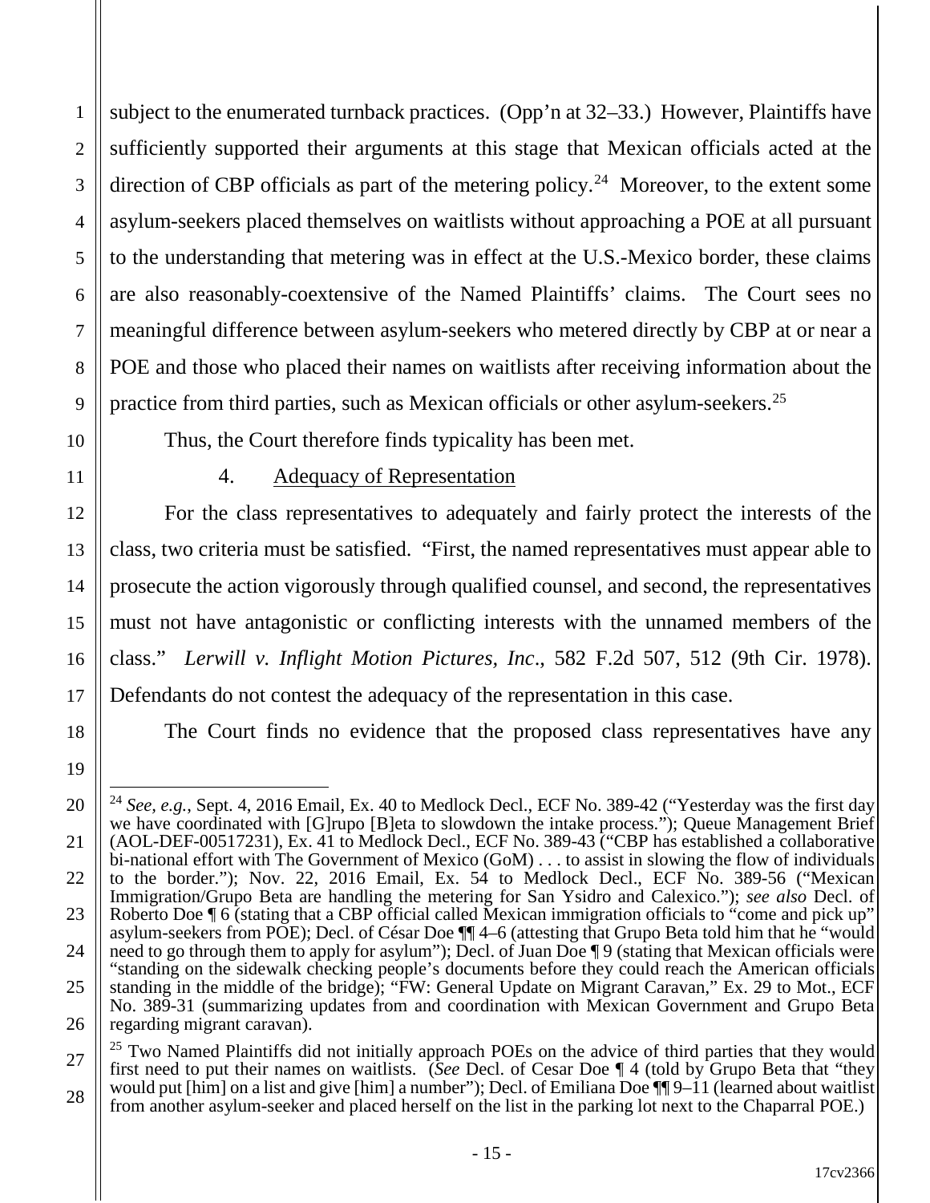subject to the enumerated turnback practices. (Opp'n at 32–33.) However, Plaintiffs have sufficiently supported their arguments at this stage that Mexican officials acted at the direction of CBP officials as part of the metering policy.[24] Moreover, to the extent some asylum-seekers placed themselves on waitlists without approaching a POE at all pursuant to the understanding that metering was in effect at the U.S.-Mexico border, these claims are also reasonably-coextensive of the Named Plaintiffs' claims. The Court sees no meaningful difference between asylum-seekers who metered directly by CBP at or near a POE and those who placed their names on waitlists after receiving information about the practice from third parties, such as Mexican officials or other asylum-seekers.[25]

Thus, the Court therefore finds typicality has been met.

4. Adequacy of Representation

For the class representatives to adequately and fairly protect the interests of the class, two criteria must be satisfied. "First, the named representatives must appear able to prosecute the action vigorously through qualified counsel, and second, the representatives must not have antagonistic or conflicting interests with the unnamed members of the class." *Lerwill v. Inflight Motion Pictures, Inc*., 582 F.2d 507, 512 (9th Cir. 1978). Defendants do not contest the adequacy of the representation in this case.

The Court finds no evidence that the proposed class representatives have any

---

[24] *See, e.g.*, Sept. 4, 2016 Email, Ex. 40 to Medlock Decl., ECF No. 389-42 ("Yesterday was the first day we have coordinated with [G]rupo [B]eta to slowdown the intake process."); Queue Management Brief (AOL-DEF-00517231), Ex. 41 to Medlock Decl., ECF No. 389-43 ("CBP has established a collaborative bi-national effort with The Government of Mexico (GoM) . . . to assist in slowing the flow of individuals to the border."); Nov. 22, 2016 Email, Ex. 54 to Medlock Decl., ECF No. 389-56 ("Mexican Immigration/Grupo Beta are handling the metering for San Ysidro and Calexico."); *see also* Decl. of Roberto Doe ¶ 6 (stating that a CBP official called Mexican immigration officials to "come and pick up" asylum-seekers from POE); Decl. of César Doe ¶¶ 4–6 (attesting that Grupo Beta told him that he "would need to go through them to apply for asylum"); Decl. of Juan Doe ¶ 9 (stating that Mexican officials were "standing on the sidewalk checking people's documents before they could reach the American officials standing in the middle of the bridge); "FW: General Update on Migrant Caravan," Ex. 29 to Mot., ECF No. 389-31 (summarizing updates from and coordination with Mexican Government and Grupo Beta regarding migrant caravan).

[25] Two Named Plaintiffs did not initially approach POEs on the advice of third parties that they would first need to put their names on waitlists. (*See* Decl. of Cesar Doe ¶ 4 (told by Grupo Beta that "they would put [him] on a list and give [him] a number"); Decl. of Emiliana Doe ¶¶ 9–11 (learned about waitlist from another asylum-seeker and placed herself on the list in the parking lot next to the Chaparral POE.)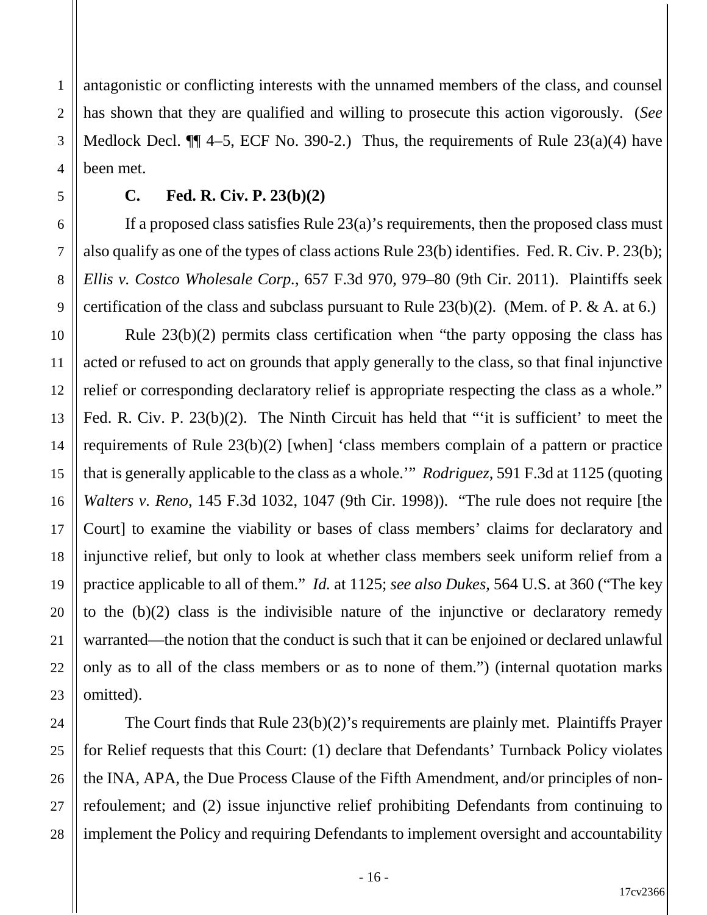antagonistic or conflicting interests with the unnamed members of the class, and counsel has shown that they are qualified and willing to prosecute this action vigorously. (*See* Medlock Decl. ¶¶ 4–5, ECF No. 390-2.) Thus, the requirements of Rule 23(a)(4) have been met.

### C. Fed. R. Civ. P. 23(b)(2)

If a proposed class satisfies Rule 23(a)'s requirements, then the proposed class must also qualify as one of the types of class actions Rule 23(b) identifies. Fed. R. Civ. P. 23(b); *Ellis v. Costco Wholesale Corp.*, 657 F.3d 970, 979–80 (9th Cir. 2011). Plaintiffs seek certification of the class and subclass pursuant to Rule 23(b)(2). (Mem. of P. & A. at 6.)

Rule 23(b)(2) permits class certification when "the party opposing the class has acted or refused to act on grounds that apply generally to the class, so that final injunctive relief or corresponding declaratory relief is appropriate respecting the class as a whole." Fed. R. Civ. P. 23(b)(2). The Ninth Circuit has held that "'it is sufficient' to meet the requirements of Rule 23(b)(2) [when] 'class members complain of a pattern or practice that is generally applicable to the class as a whole.'" *Rodriguez*, 591 F.3d at 1125 (quoting *Walters v. Reno*, 145 F.3d 1032, 1047 (9th Cir. 1998)). "The rule does not require [the Court] to examine the viability or bases of class members' claims for declaratory and injunctive relief, but only to look at whether class members seek uniform relief from a practice applicable to all of them." *Id.* at 1125; *see also Dukes*, 564 U.S. at 360 ("The key to the (b)(2) class is the indivisible nature of the injunctive or declaratory remedy warranted—the notion that the conduct is such that it can be enjoined or declared unlawful only as to all of the class members or as to none of them.") (internal quotation marks omitted).

The Court finds that Rule 23(b)(2)'s requirements are plainly met. Plaintiffs Prayer for Relief requests that this Court: (1) declare that Defendants' Turnback Policy violates the INA, APA, the Due Process Clause of the Fifth Amendment, and/or principles of non-refoulement; and (2) issue injunctive relief prohibiting Defendants from continuing to implement the Policy and requiring Defendants to implement oversight and accountability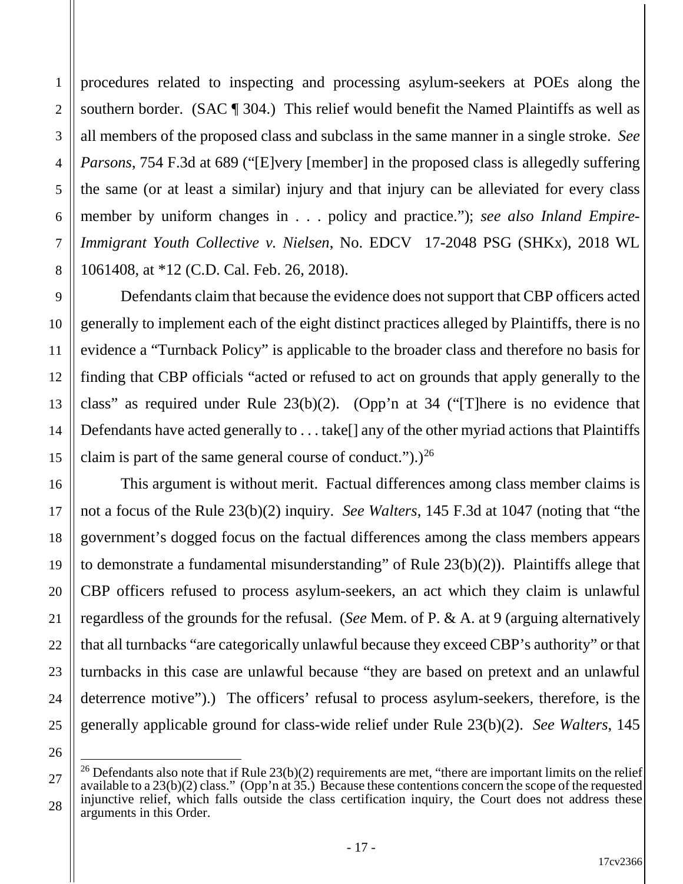procedures related to inspecting and processing asylum-seekers at POEs along the southern border. (SAC ¶ 304.) This relief would benefit the Named Plaintiffs as well as all members of the proposed class and subclass in the same manner in a single stroke. *See Parsons*, 754 F.3d at 689 ("[E]very [member] in the proposed class is allegedly suffering the same (or at least a similar) injury and that injury can be alleviated for every class member by uniform changes in . . . policy and practice."); *see also Inland Empire-Immigrant Youth Collective v. Nielsen*, No. EDCV 17-2048 PSG (SHKx), 2018 WL 1061408, at *12 (C.D. Cal. Feb. 26, 2018).

Defendants claim that because the evidence does not support that CBP officers acted generally to implement each of the eight distinct practices alleged by Plaintiffs, there is no evidence a "Turnback Policy" is applicable to the broader class and therefore no basis for finding that CBP officials "acted or refused to act on grounds that apply generally to the class" as required under Rule 23(b)(2). (Opp'n at 34 ("[T]here is no evidence that Defendants have acted generally to . . . take[] any of the other myriad actions that Plaintiffs claim is part of the same general course of conduct.").)[26]

This argument is without merit. Factual differences among class member claims is not a focus of the Rule 23(b)(2) inquiry. *See Walters*, 145 F.3d at 1047 (noting that "the government's dogged focus on the factual differences among the class members appears to demonstrate a fundamental misunderstanding" of Rule 23(b)(2)). Plaintiffs allege that CBP officers refused to process asylum-seekers, an act which they claim is unlawful regardless of the grounds for the refusal. (*See* Mem. of P. & A. at 9 (arguing alternatively that all turnbacks "are categorically unlawful because they exceed CBP's authority" or that turnbacks in this case are unlawful because "they are based on pretext and an unlawful deterrence motive").) The officers' refusal to process asylum-seekers, therefore, is the generally applicable ground for class-wide relief under Rule 23(b)(2). *See Walters*, 145

---

[26] Defendants also note that if Rule 23(b)(2) requirements are met, "there are important limits on the relief available to a 23(b)(2) class." (Opp'n at 35.) Because these contentions concern the scope of the requested injunctive relief, which falls outside the class certification inquiry, the Court does not address these arguments in this Order.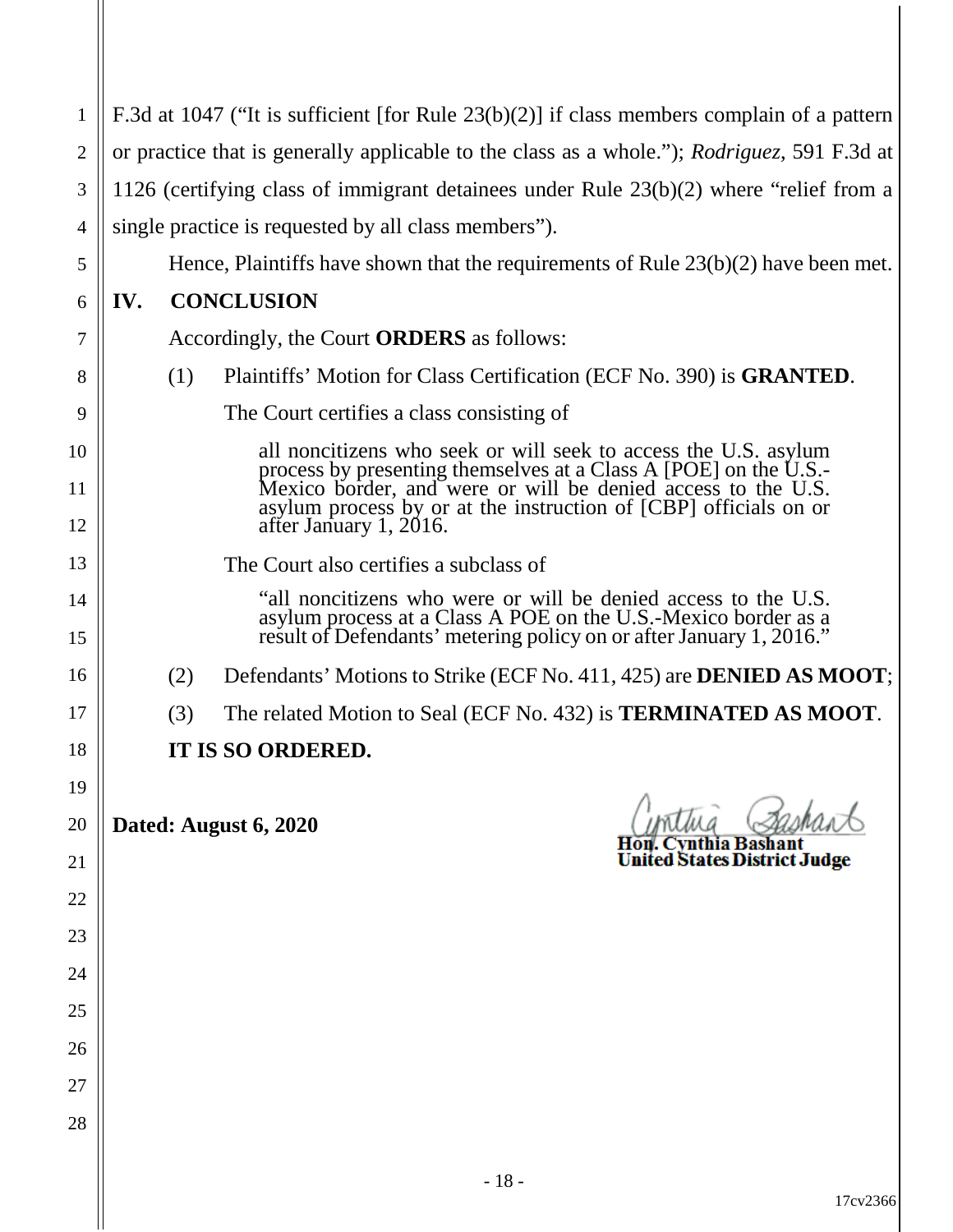F.3d at 1047 ("It is sufficient [for Rule 23(b)(2)] if class members complain of a pattern or practice that is generally applicable to the class as a whole."); *Rodriguez*, 591 F.3d at 1126 (certifying class of immigrant detainees under Rule 23(b)(2) where "relief from a single practice is requested by all class members").

Hence, Plaintiffs have shown that the requirements of Rule 23(b)(2) have been met.

## IV. CONCLUSION

Accordingly, the Court **ORDERS** as follows:

(1) Plaintiffs' Motion for Class Certification (ECF No. 390) is **GRANTED**.

The Court certifies a class consisting of

> all noncitizens who seek or will seek to access the U.S. asylum process by presenting themselves at a Class A [POE] on the U.S.-Mexico border, and were or will be denied access to the U.S. asylum process by or at the instruction of [CBP] officials on or after January 1, 2016.

The Court also certifies a subclass of

> "all noncitizens who were or will be denied access to the U.S. asylum process at a Class A POE on the U.S.-Mexico border as a result of Defendants' metering policy on or after January 1, 2016."

(2) Defendants' Motions to Strike (ECF No. 411, 425) are **DENIED AS MOOT**;

(3) The related Motion to Seal (ECF No. 432) is **TERMINATED AS MOOT**.

**IT IS SO ORDERED.**

**Dated: August 6, 2020**

Hon. Cynthia Bashant
United States District Judge